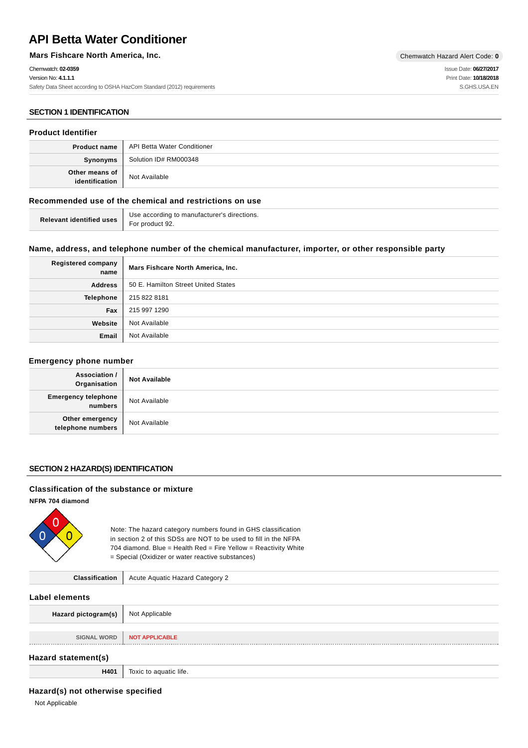# API Betta Water Conditioner

**Mars Fishcare North America, Inc.**

Chemwatch Hazard Alert Code: **0**

Chemwatch: **02-0359**
Version No: **4.1.1.1**
Safety Data Sheet according to OSHA HazCom Standard (2012) requirements

Issue Date: **06/27/2017**
Print Date: **10/18/2018**
S.GHS.USA.EN

## SECTION 1 IDENTIFICATION

### Product Identifier

| | |
|---|---|
| **Product name** | API Betta Water Conditioner |
| **Synonyms** | Solution ID# RM000348 |
| **Other means of identification** | Not Available |

### Recommended use of the chemical and restrictions on use

| | |
|---|---|
| **Relevant identified uses** | Use according to manufacturer's directions.<br>For product 92. |

### Name, address, and telephone number of the chemical manufacturer, importer, or other responsible party

| | |
|---|---|
| **Registered company name** | **Mars Fishcare North America, Inc.** |
| **Address** | 50 E. Hamilton Street United States |
| **Telephone** | 215 822 8181 |
| **Fax** | 215 997 1290 |
| **Website** | Not Available |
| **Email** | Not Available |

### Emergency phone number

| | |
|---|---|
| **Association / Organisation** | **Not Available** |
| **Emergency telephone numbers** | Not Available |
| **Other emergency telephone numbers** | Not Available |

## SECTION 2 HAZARD(S) IDENTIFICATION

### Classification of the substance or mixture

**NFPA 704 diamond**

0 (Health) 0 (Fire) 0 (Reactivity)

Note: The hazard category numbers found in GHS classification in section 2 of this SDSs are NOT to be used to fill in the NFPA 704 diamond. Blue = Health Red = Fire Yellow = Reactivity White = Special (Oxidizer or water reactive substances)

| | |
|---|---|
| **Classification** | Acute Aquatic Hazard Category 2 |

### Label elements

| | |
|---|---|
| **Hazard pictogram(s)** | Not Applicable |
| SIGNAL WORD | NOT APPLICABLE |

### Hazard statement(s)

| | |
|---|---|
| **H401** | Toxic to aquatic life. |

### Hazard(s) not otherwise specified

Not Applicable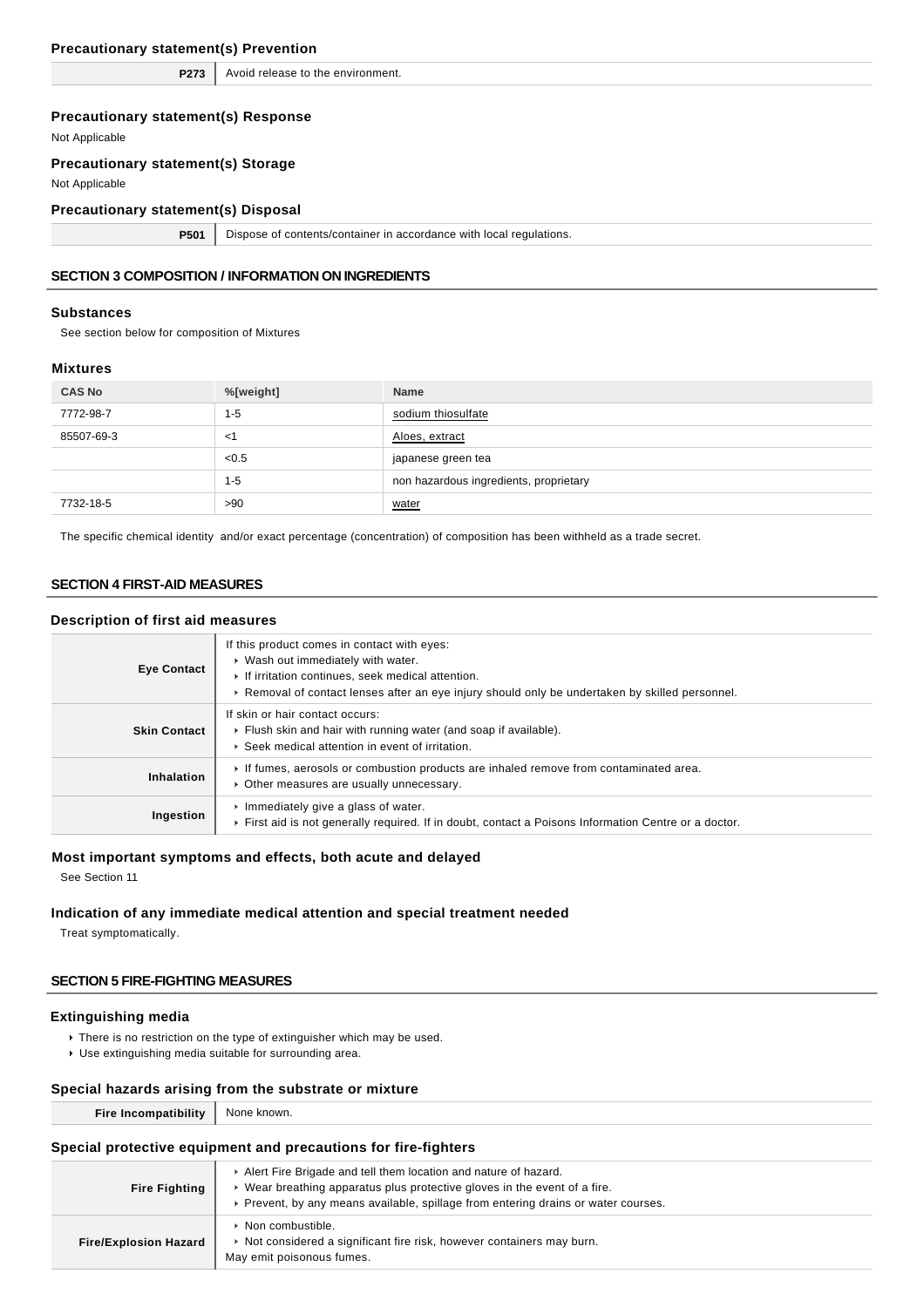### Precautionary statement(s) Prevention

| | |
|---|---|
| **P273** | Avoid release to the environment. |

### Precautionary statement(s) Response

Not Applicable

### Precautionary statement(s) Storage

Not Applicable

### Precautionary statement(s) Disposal

| | |
|---|---|
| **P501** | Dispose of contents/container in accordance with local regulations. |

## SECTION 3 COMPOSITION / INFORMATION ON INGREDIENTS

### Substances

See section below for composition of Mixtures

### Mixtures

| CAS No | %[weight] | Name |
|---|---|---|
| 7772-98-7 | 1-5 | sodium thiosulfate |
| 85507-69-3 | <1 | Aloes, extract |
| | <0.5 | japanese green tea |
| | 1-5 | non hazardous ingredients, proprietary |
| 7732-18-5 | >90 | water |

The specific chemical identity and/or exact percentage (concentration) of composition has been withheld as a trade secret.

## SECTION 4 FIRST-AID MEASURES

### Description of first aid measures

| | |
|---|---|
| **Eye Contact** | If this product comes in contact with eyes:<br>▸ Wash out immediately with water.<br>▸ If irritation continues, seek medical attention.<br>▸ Removal of contact lenses after an eye injury should only be undertaken by skilled personnel. |
| **Skin Contact** | If skin or hair contact occurs:<br>▸ Flush skin and hair with running water (and soap if available).<br>▸ Seek medical attention in event of irritation. |
| **Inhalation** | ▸ If fumes, aerosols or combustion products are inhaled remove from contaminated area.<br>▸ Other measures are usually unnecessary. |
| **Ingestion** | ▸ Immediately give a glass of water.<br>▸ First aid is not generally required. If in doubt, contact a Poisons Information Centre or a doctor. |

### Most important symptoms and effects, both acute and delayed

See Section 11

### Indication of any immediate medical attention and special treatment needed

Treat symptomatically.

## SECTION 5 FIRE-FIGHTING MEASURES

### Extinguishing media

- There is no restriction on the type of extinguisher which may be used.
- Use extinguishing media suitable for surrounding area.

### Special hazards arising from the substrate or mixture

| | |
|---|---|
| **Fire Incompatibility** | None known. |

### Special protective equipment and precautions for fire-fighters

| | |
|---|---|
| **Fire Fighting** | ▸ Alert Fire Brigade and tell them location and nature of hazard.<br>▸ Wear breathing apparatus plus protective gloves in the event of a fire.<br>▸ Prevent, by any means available, spillage from entering drains or water courses. |
| **Fire/Explosion Hazard** | ▸ Non combustible.<br>▸ Not considered a significant fire risk, however containers may burn.<br>May emit poisonous fumes. |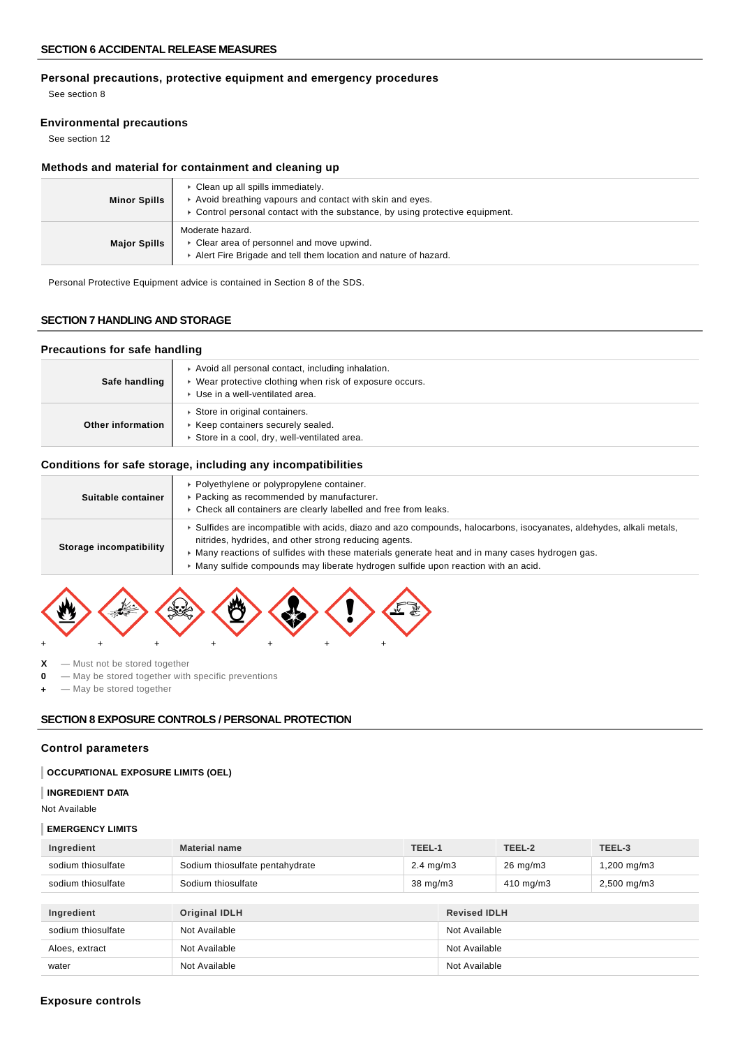## SECTION 6 ACCIDENTAL RELEASE MEASURES

### Personal precautions, protective equipment and emergency procedures

See section 8

### Environmental precautions

See section 12

### Methods and material for containment and cleaning up

| | |
|---|---|
| **Minor Spills** | ▸ Clean up all spills immediately.<br>▸ Avoid breathing vapours and contact with skin and eyes.<br>▸ Control personal contact with the substance, by using protective equipment. |
| **Major Spills** | Moderate hazard.<br>▸ Clear area of personnel and move upwind.<br>▸ Alert Fire Brigade and tell them location and nature of hazard. |

Personal Protective Equipment advice is contained in Section 8 of the SDS.

## SECTION 7 HANDLING AND STORAGE

### Precautions for safe handling

| | |
|---|---|
| **Safe handling** | ▸ Avoid all personal contact, including inhalation.<br>▸ Wear protective clothing when risk of exposure occurs.<br>▸ Use in a well-ventilated area. |
| **Other information** | ▸ Store in original containers.<br>▸ Keep containers securely sealed.<br>▸ Store in a cool, dry, well-ventilated area. |

### Conditions for safe storage, including any incompatibilities

| | |
|---|---|
| **Suitable container** | ▸ Polyethylene or polypropylene container.<br>▸ Packing as recommended by manufacturer.<br>▸ Check all containers are clearly labelled and free from leaks. |
| **Storage incompatibility** | ▸ Sulfides are incompatible with acids, diazo and azo compounds, halocarbons, isocyanates, aldehydes, alkali metals, nitrides, hydrides, and other strong reducing agents.<br>▸ Many reactions of sulfides with these materials generate heat and in many cases hydrogen gas.<br>▸ Many sulfide compounds may liberate hydrogen sulfide upon reaction with an acid. |

\+ \+ \+ \+ \+ \+ \+

**X** — Must not be stored together
**0** — May be stored together with specific preventions
**+** — May be stored together

## SECTION 8 EXPOSURE CONTROLS / PERSONAL PROTECTION

### Control parameters

**OCCUPATIONAL EXPOSURE LIMITS (OEL)**

**INGREDIENT DATA**

Not Available

**EMERGENCY LIMITS**

| Ingredient | Material name | TEEL-1 | TEEL-2 | TEEL-3 |
|---|---|---|---|---|
| sodium thiosulfate | Sodium thiosulfate pentahydrate | 2.4 mg/m3 | 26 mg/m3 | 1,200 mg/m3 |
| sodium thiosulfate | Sodium thiosulfate | 38 mg/m3 | 410 mg/m3 | 2,500 mg/m3 |

| Ingredient | Original IDLH | Revised IDLH |
|---|---|---|
| sodium thiosulfate | Not Available | Not Available |
| Aloes, extract | Not Available | Not Available |
| water | Not Available | Not Available |

### Exposure controls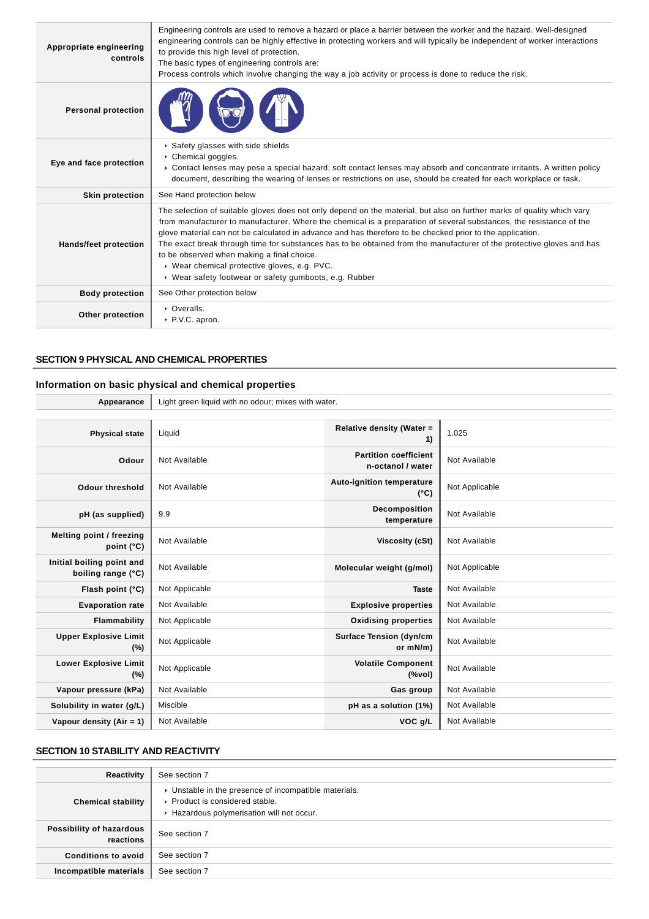| | |
|---|---|
| **Appropriate engineering controls** | Engineering controls are used to remove a hazard or place a barrier between the worker and the hazard. Well-designed engineering controls can be highly effective in protecting workers and will typically be independent of worker interactions to provide this high level of protection.<br>The basic types of engineering controls are:<br>Process controls which involve changing the way a job activity or process is done to reduce the risk. |
| **Personal protection** | |
| **Eye and face protection** | ▸ Safety glasses with side shields<br>▸ Chemical goggles.<br>▸ Contact lenses may pose a special hazard; soft contact lenses may absorb and concentrate irritants. A written policy document, describing the wearing of lenses or restrictions on use, should be created for each workplace or task. |
| **Skin protection** | See Hand protection below |
| **Hands/feet protection** | The selection of suitable gloves does not only depend on the material, but also on further marks of quality which vary from manufacturer to manufacturer. Where the chemical is a preparation of several substances, the resistance of the glove material can not be calculated in advance and has therefore to be checked prior to the application.<br>The exact break through time for substances has to be obtained from the manufacturer of the protective gloves and.has to be observed when making a final choice.<br>▸ Wear chemical protective gloves, e.g. PVC.<br>▸ Wear safety footwear or safety gumboots, e.g. Rubber |
| **Body protection** | See Other protection below |
| **Other protection** | ▸ Overalls.<br>▸ P.V.C. apron. |

## SECTION 9 PHYSICAL AND CHEMICAL PROPERTIES

### Information on basic physical and chemical properties

| | |
|---|---|
| **Appearance** | Light green liquid with no odour; mixes with water. |

| | | | |
|---|---|---|---|
| **Physical state** | Liquid | **Relative density (Water = 1)** | 1.025 |
| **Odour** | Not Available | **Partition coefficient n-octanol / water** | Not Available |
| **Odour threshold** | Not Available | **Auto-ignition temperature (°C)** | Not Applicable |
| **pH (as supplied)** | 9.9 | **Decomposition temperature** | Not Available |
| **Melting point / freezing point (°C)** | Not Available | **Viscosity (cSt)** | Not Available |
| **Initial boiling point and boiling range (°C)** | Not Available | **Molecular weight (g/mol)** | Not Applicable |
| **Flash point (°C)** | Not Applicable | **Taste** | Not Available |
| **Evaporation rate** | Not Available | **Explosive properties** | Not Available |
| **Flammability** | Not Applicable | **Oxidising properties** | Not Available |
| **Upper Explosive Limit (%)** | Not Applicable | **Surface Tension (dyn/cm or mN/m)** | Not Available |
| **Lower Explosive Limit (%)** | Not Applicable | **Volatile Component (%vol)** | Not Available |
| **Vapour pressure (kPa)** | Not Available | **Gas group** | Not Available |
| **Solubility in water (g/L)** | Miscible | **pH as a solution (1%)** | Not Available |
| **Vapour density (Air = 1)** | Not Available | **VOC g/L** | Not Available |

## SECTION 10 STABILITY AND REACTIVITY

| | |
|---|---|
| **Reactivity** | See section 7 |
| **Chemical stability** | ▸ Unstable in the presence of incompatible materials.<br>▸ Product is considered stable.<br>▸ Hazardous polymerisation will not occur. |
| **Possibility of hazardous reactions** | See section 7 |
| **Conditions to avoid** | See section 7 |
| **Incompatible materials** | See section 7 |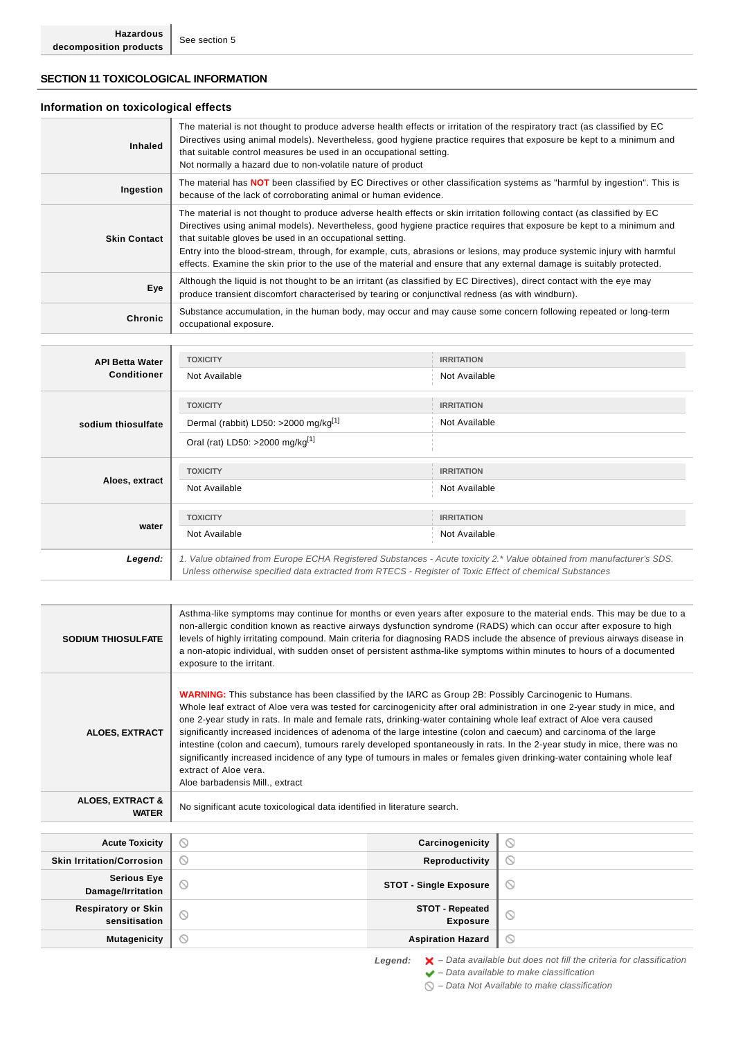| Hazardous decomposition products | See section 5 |
|---|---|

## SECTION 11 TOXICOLOGICAL INFORMATION

### Information on toxicological effects

| | |
|---|---|
| **Inhaled** | The material is not thought to produce adverse health effects or irritation of the respiratory tract (as classified by EC Directives using animal models). Nevertheless, good hygiene practice requires that exposure be kept to a minimum and that suitable control measures be used in an occupational setting. Not normally a hazard due to non-volatile nature of product |
| **Ingestion** | The material has **NOT** been classified by EC Directives or other classification systems as "harmful by ingestion". This is because of the lack of corroborating animal or human evidence. |
| **Skin Contact** | The material is not thought to produce adverse health effects or skin irritation following contact (as classified by EC Directives using animal models). Nevertheless, good hygiene practice requires that exposure be kept to a minimum and that suitable gloves be used in an occupational setting. Entry into the blood-stream, through, for example, cuts, abrasions or lesions, may produce systemic injury with harmful effects. Examine the skin prior to the use of the material and ensure that any external damage is suitably protected. |
| **Eye** | Although the liquid is not thought to be an irritant (as classified by EC Directives), direct contact with the eye may produce transient discomfort characterised by tearing or conjunctival redness (as with windburn). |
| **Chronic** | Substance accumulation, in the human body, may occur and may cause some concern following repeated or long-term occupational exposure. |

| | TOXICITY | IRRITATION |
|---|---|---|
| **API Betta Water Conditioner** | Not Available | Not Available |
| **sodium thiosulfate** | Dermal (rabbit) LD50: >2000 mg/kg[1] | Not Available |
| | Oral (rat) LD50: >2000 mg/kg[1] | |
| **Aloes, extract** | Not Available | Not Available |
| **water** | Not Available | Not Available |
| ***Legend:*** | *1. Value obtained from Europe ECHA Registered Substances - Acute toxicity 2.* Value obtained from manufacturer's SDS. Unless otherwise specified data extracted from RTECS - Register of Toxic Effect of chemical Substances* | |

| | |
|---|---|
| **SODIUM THIOSULFATE** | Asthma-like symptoms may continue for months or even years after exposure to the material ends. This may be due to a non-allergic condition known as reactive airways dysfunction syndrome (RADS) which can occur after exposure to high levels of highly irritating compound. Main criteria for diagnosing RADS include the absence of previous airways disease in a non-atopic individual, with sudden onset of persistent asthma-like symptoms within minutes to hours of a documented exposure to the irritant. |
| **ALOES, EXTRACT** | **WARNING:** This substance has been classified by the IARC as Group 2B: Possibly Carcinogenic to Humans. Whole leaf extract of Aloe vera was tested for carcinogenicity after oral administration in one 2-year study in mice, and one 2-year study in rats. In male and female rats, drinking-water containing whole leaf extract of Aloe vera caused significantly increased incidences of adenoma of the large intestine (colon and caecum) and carcinoma of the large intestine (colon and caecum), tumours rarely developed spontaneously in rats. In the 2-year study in mice, there was no significantly increased incidence of any type of tumours in males or females given drinking-water containing whole leaf extract of Aloe vera. Aloe barbadensis Mill., extract |
| **ALOES, EXTRACT & WATER** | No significant acute toxicological data identified in literature search. |

| | | | |
|---|---|---|---|
| **Acute Toxicity** | ⃠ | **Carcinogenicity** | ⃠ |
| **Skin Irritation/Corrosion** | ⃠ | **Reproductivity** | ⃠ |
| **Serious Eye Damage/Irritation** | ⃠ | **STOT - Single Exposure** | ⃠ |
| **Respiratory or Skin sensitisation** | ⃠ | **STOT - Repeated Exposure** | ⃠ |
| **Mutagenicity** | ⃠ | **Aspiration Hazard** | ⃠ |

***Legend:***
- ✘ *– Data available but does not fill the criteria for classification*
- ✔ *– Data available to make classification*
- ⃠ *– Data Not Available to make classification*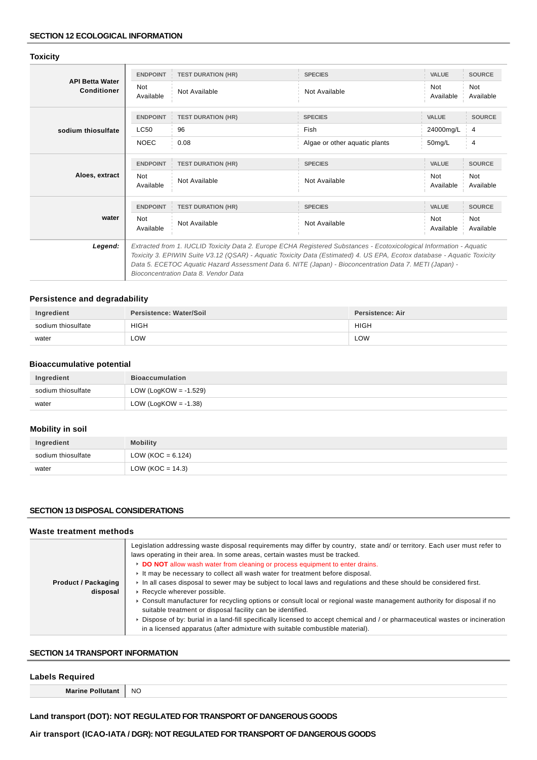## SECTION 12 ECOLOGICAL INFORMATION

### Toxicity

| | ENDPOINT | TEST DURATION (HR) | SPECIES | VALUE | SOURCE |
|---|---|---|---|---|---|
| **API Betta Water Conditioner** | Not Available | Not Available | Not Available | Not Available | Not Available |
| **sodium thiosulfate** | LC50 | 96 | Fish | 24000mg/L | 4 |
| | NOEC | 0.08 | Algae or other aquatic plants | 50mg/L | 4 |
| **Aloes, extract** | Not Available | Not Available | Not Available | Not Available | Not Available |
| **water** | Not Available | Not Available | Not Available | Not Available | Not Available |

***Legend:*** *Extracted from 1. IUCLID Toxicity Data 2. Europe ECHA Registered Substances - Ecotoxicological Information - Aquatic Toxicity 3. EPIWIN Suite V3.12 (QSAR) - Aquatic Toxicity Data (Estimated) 4. US EPA, Ecotox database - Aquatic Toxicity Data 5. ECETOC Aquatic Hazard Assessment Data 6. NITE (Japan) - Bioconcentration Data 7. METI (Japan) - Bioconcentration Data 8. Vendor Data*

### Persistence and degradability

| Ingredient | Persistence: Water/Soil | Persistence: Air |
|---|---|---|
| sodium thiosulfate | HIGH | HIGH |
| water | LOW | LOW |

### Bioaccumulative potential

| Ingredient | Bioaccumulation |
|---|---|
| sodium thiosulfate | LOW (LogKOW = -1.529) |
| water | LOW (LogKOW = -1.38) |

### Mobility in soil

| Ingredient | Mobility |
|---|---|
| sodium thiosulfate | LOW (KOC = 6.124) |
| water | LOW (KOC = 14.3) |

## SECTION 13 DISPOSAL CONSIDERATIONS

### Waste treatment methods

**Product / Packaging disposal**

Legislation addressing waste disposal requirements may differ by country, state and/ or territory. Each user must refer to laws operating in their area. In some areas, certain wastes must be tracked.

- **DO NOT** allow wash water from cleaning or process equipment to enter drains.
- It may be necessary to collect all wash water for treatment before disposal.
- In all cases disposal to sewer may be subject to local laws and regulations and these should be considered first.
- Recycle wherever possible.
- Consult manufacturer for recycling options or consult local or regional waste management authority for disposal if no suitable treatment or disposal facility can be identified.
- Dispose of by: burial in a land-fill specifically licensed to accept chemical and / or pharmaceutical wastes or incineration in a licensed apparatus (after admixture with suitable combustible material).

## SECTION 14 TRANSPORT INFORMATION

### Labels Required

| Marine Pollutant | NO |
|---|---|

**Land transport (DOT): NOT REGULATED FOR TRANSPORT OF DANGEROUS GOODS**

**Air transport (ICAO-IATA / DGR): NOT REGULATED FOR TRANSPORT OF DANGEROUS GOODS**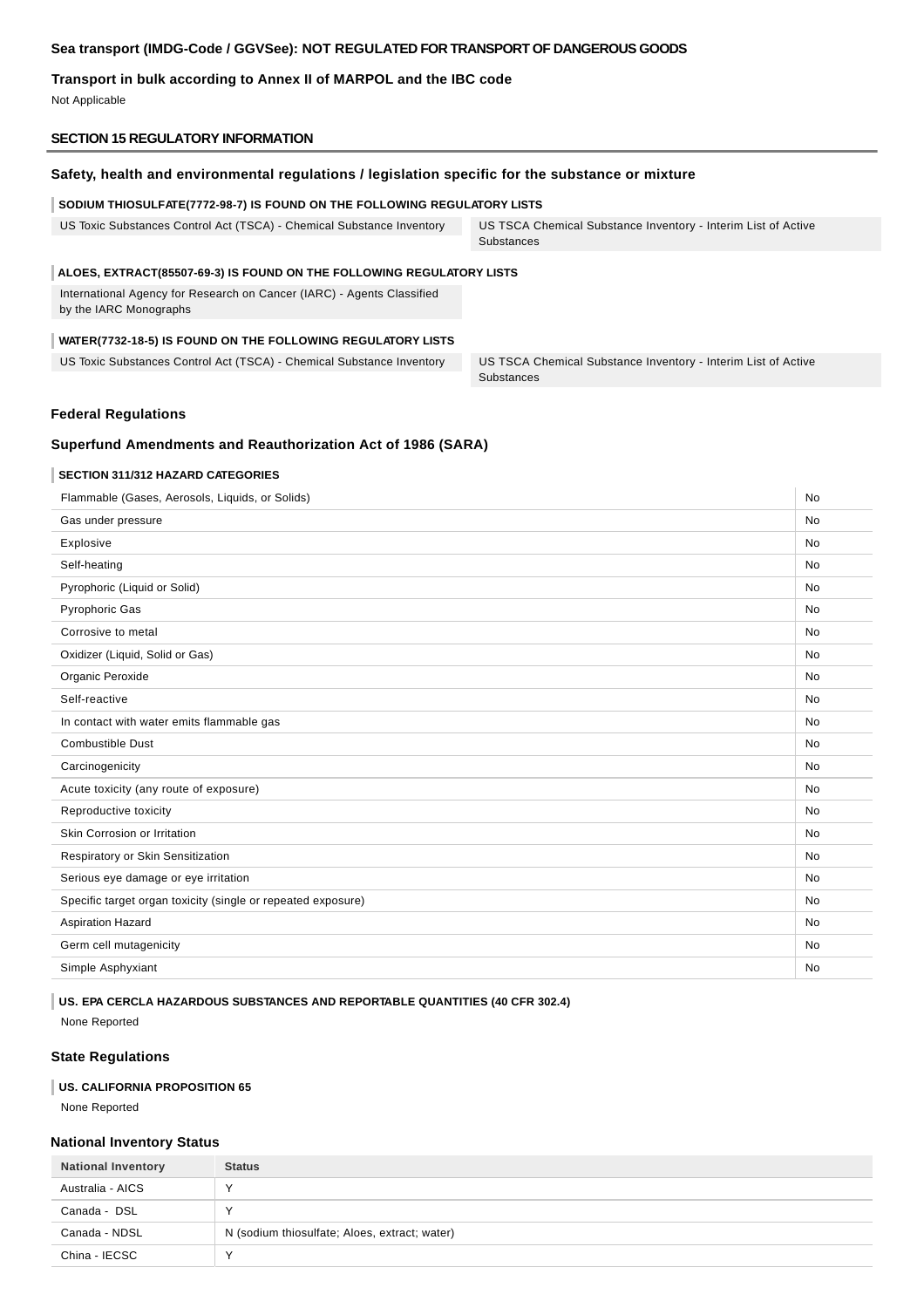**Sea transport (IMDG-Code / GGVSee): NOT REGULATED FOR TRANSPORT OF DANGEROUS GOODS**

**Transport in bulk according to Annex II of MARPOL and the IBC code**

Not Applicable

## SECTION 15 REGULATORY INFORMATION

### Safety, health and environmental regulations / legislation specific for the substance or mixture

**SODIUM THIOSULFATE(7772-98-7) IS FOUND ON THE FOLLOWING REGULATORY LISTS**

| | |
|---|---|
| US Toxic Substances Control Act (TSCA) - Chemical Substance Inventory | US TSCA Chemical Substance Inventory - Interim List of Active Substances |

**ALOES, EXTRACT(85507-69-3) IS FOUND ON THE FOLLOWING REGULATORY LISTS**

| |
|---|
| International Agency for Research on Cancer (IARC) - Agents Classified by the IARC Monographs |

**WATER(7732-18-5) IS FOUND ON THE FOLLOWING REGULATORY LISTS**

| | |
|---|---|
| US Toxic Substances Control Act (TSCA) - Chemical Substance Inventory | US TSCA Chemical Substance Inventory - Interim List of Active Substances |

### Federal Regulations

### Superfund Amendments and Reauthorization Act of 1986 (SARA)

**SECTION 311/312 HAZARD CATEGORIES**

| | |
|---|---|
| Flammable (Gases, Aerosols, Liquids, or Solids) | No |
| Gas under pressure | No |
| Explosive | No |
| Self-heating | No |
| Pyrophoric (Liquid or Solid) | No |
| Pyrophoric Gas | No |
| Corrosive to metal | No |
| Oxidizer (Liquid, Solid or Gas) | No |
| Organic Peroxide | No |
| Self-reactive | No |
| In contact with water emits flammable gas | No |
| Combustible Dust | No |
| Carcinogenicity | No |
| Acute toxicity (any route of exposure) | No |
| Reproductive toxicity | No |
| Skin Corrosion or Irritation | No |
| Respiratory or Skin Sensitization | No |
| Serious eye damage or eye irritation | No |
| Specific target organ toxicity (single or repeated exposure) | No |
| Aspiration Hazard | No |
| Germ cell mutagenicity | No |
| Simple Asphyxiant | No |

**US. EPA CERCLA HAZARDOUS SUBSTANCES AND REPORTABLE QUANTITIES (40 CFR 302.4)**

None Reported

### State Regulations

**US. CALIFORNIA PROPOSITION 65**

None Reported

### National Inventory Status

| National Inventory | Status |
|---|---|
| Australia - AICS | Y |
| Canada - DSL | Y |
| Canada - NDSL | N (sodium thiosulfate; Aloes, extract; water) |
| China - IECSC | Y |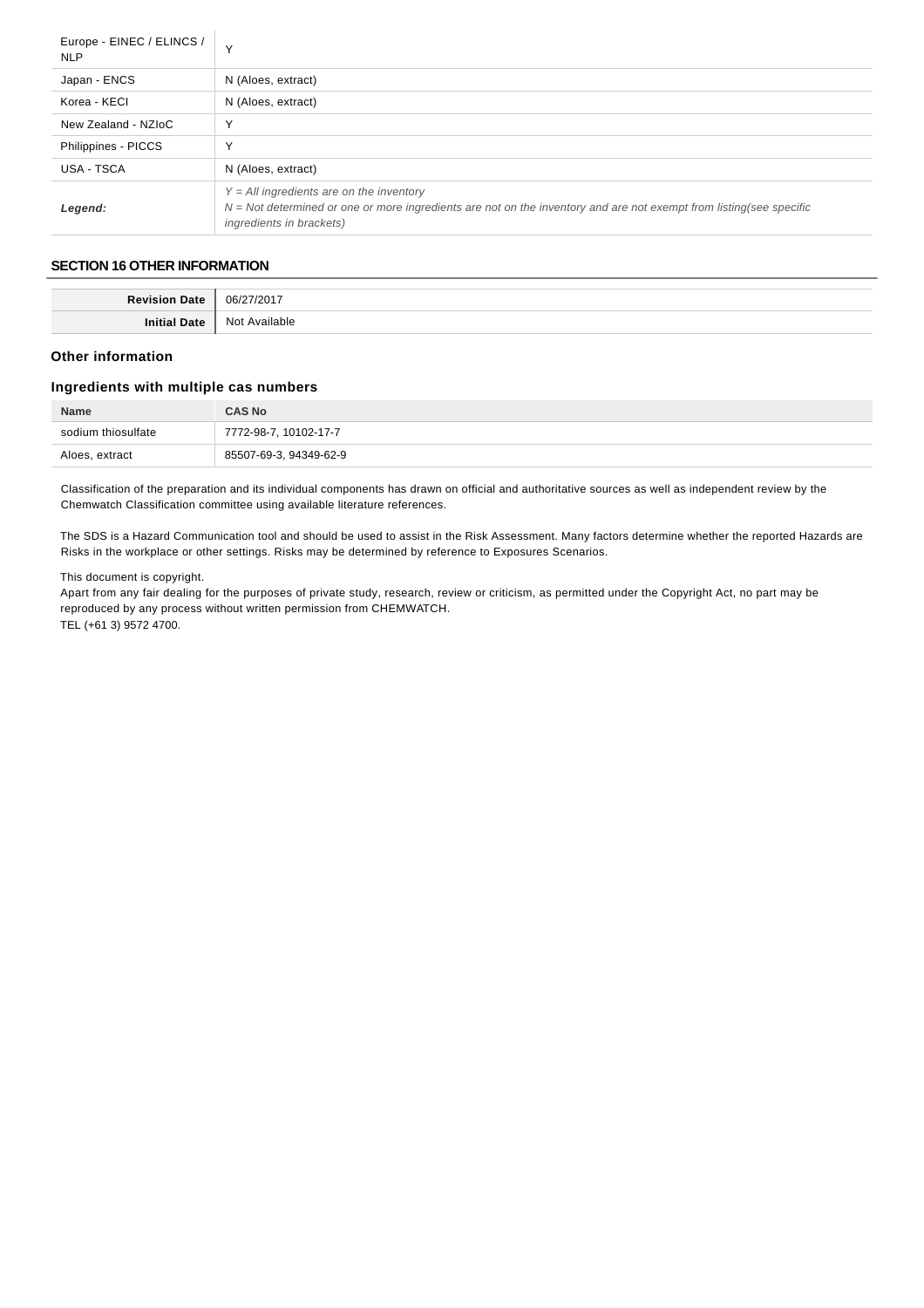| | |
|---|---|
| Europe - EINEC / ELINCS / NLP | Y |
| Japan - ENCS | N (Aloes, extract) |
| Korea - KECI | N (Aloes, extract) |
| New Zealand - NZIoC | Y |
| Philippines - PICCS | Y |
| USA - TSCA | N (Aloes, extract) |
| ***Legend:*** | *Y = All ingredients are on the inventory*<br>*N = Not determined or one or more ingredients are not on the inventory and are not exempt from listing(see specific ingredients in brackets)* |

## SECTION 16 OTHER INFORMATION

| | |
|---|---|
| **Revision Date** | 06/27/2017 |
| **Initial Date** | Not Available |

### Other information

### Ingredients with multiple cas numbers

| Name | CAS No |
|---|---|
| sodium thiosulfate | 7772-98-7, 10102-17-7 |
| Aloes, extract | 85507-69-3, 94349-62-9 |

Classification of the preparation and its individual components has drawn on official and authoritative sources as well as independent review by the Chemwatch Classification committee using available literature references.

The SDS is a Hazard Communication tool and should be used to assist in the Risk Assessment. Many factors determine whether the reported Hazards are Risks in the workplace or other settings. Risks may be determined by reference to Exposures Scenarios.

This document is copyright.
Apart from any fair dealing for the purposes of private study, research, review or criticism, as permitted under the Copyright Act, no part may be reproduced by any process without written permission from CHEMWATCH.
TEL (+61 3) 9572 4700.